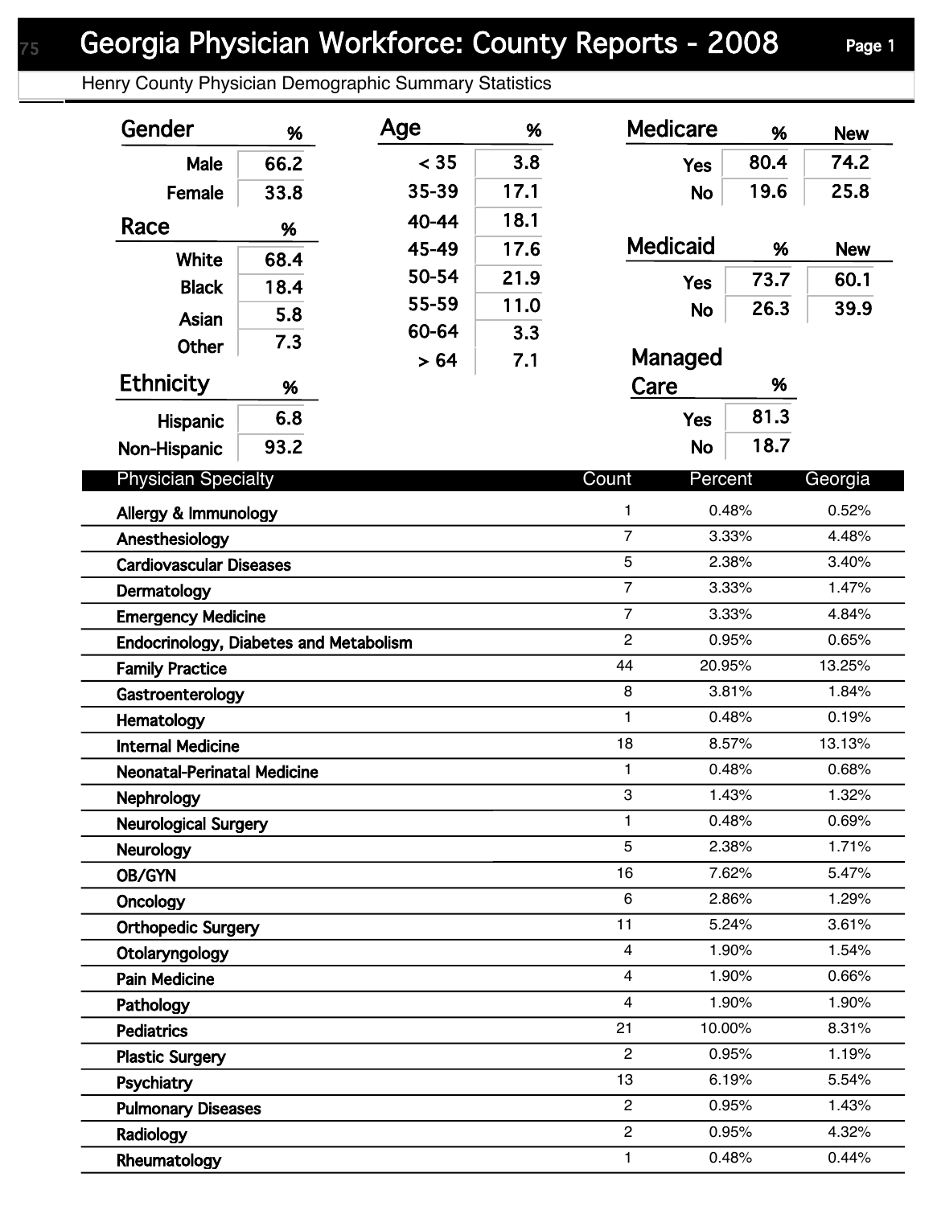# Georgia Physician Workforce: County Reports - 2008

Henry County Physician Demographic Summary Statistics

## Gender

| Gender | % |
|---|---|
| Male | 66.2 |
| Female | 33.8 |

## Race

| Race | % |
|---|---|
| White | 68.4 |
| Black | 18.4 |
| Asian | 5.8 |
| Other | 7.3 |

## Ethnicity

| Ethnicity | % |
|---|---|
| Hispanic | 6.8 |
| Non-Hispanic | 93.2 |

## Age

| Age | % |
|---|---|
| < 35 | 3.8 |
| 35-39 | 17.1 |
| 40-44 | 18.1 |
| 45-49 | 17.6 |
| 50-54 | 21.9 |
| 55-59 | 11.0 |
| 60-64 | 3.3 |
| > 64 | 7.1 |

## Medicare

| Medicare | % | New |
|---|---|---|
| Yes | 80.4 | 74.2 |
| No | 19.6 | 25.8 |

## Medicaid

| Medicaid | % | New |
|---|---|---|
| Yes | 73.7 | 60.1 |
| No | 26.3 | 39.9 |

## Managed Care

| Managed Care | % |
|---|---|
| Yes | 81.3 |
| No | 18.7 |

## Physician Specialty

| Physician Specialty | Count | Percent | Georgia |
|---|---|---|---|
| Allergy & Immunology | 1 | 0.48% | 0.52% |
| Anesthesiology | 7 | 3.33% | 4.48% |
| Cardiovascular Diseases | 5 | 2.38% | 3.40% |
| Dermatology | 7 | 3.33% | 1.47% |
| Emergency Medicine | 7 | 3.33% | 4.84% |
| Endocrinology, Diabetes and Metabolism | 2 | 0.95% | 0.65% |
| Family Practice | 44 | 20.95% | 13.25% |
| Gastroenterology | 8 | 3.81% | 1.84% |
| Hematology | 1 | 0.48% | 0.19% |
| Internal Medicine | 18 | 8.57% | 13.13% |
| Neonatal-Perinatal Medicine | 1 | 0.48% | 0.68% |
| Nephrology | 3 | 1.43% | 1.32% |
| Neurological Surgery | 1 | 0.48% | 0.69% |
| Neurology | 5 | 2.38% | 1.71% |
| OB/GYN | 16 | 7.62% | 5.47% |
| Oncology | 6 | 2.86% | 1.29% |
| Orthopedic Surgery | 11 | 5.24% | 3.61% |
| Otolaryngology | 4 | 1.90% | 1.54% |
| Pain Medicine | 4 | 1.90% | 0.66% |
| Pathology | 4 | 1.90% | 1.90% |
| Pediatrics | 21 | 10.00% | 8.31% |
| Plastic Surgery | 2 | 0.95% | 1.19% |
| Psychiatry | 13 | 6.19% | 5.54% |
| Pulmonary Diseases | 2 | 0.95% | 1.43% |
| Radiology | 2 | 0.95% | 4.32% |
| Rheumatology | 1 | 0.48% | 0.44% |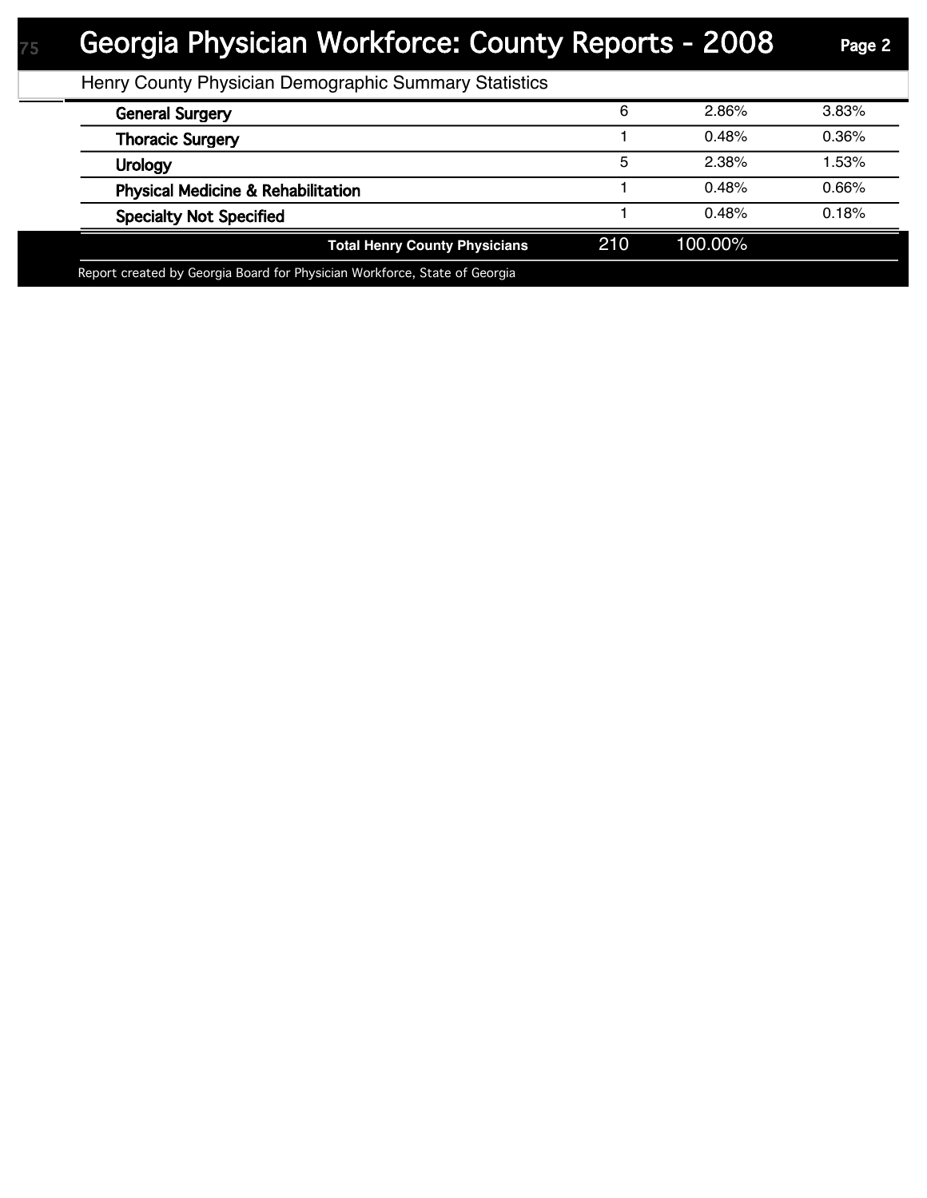## Henry County Physician Demographic Summary Statistics

| | | | |
|---|---|---|---|
| **General Surgery** | 6 | 2.86% | 3.83% |
| **Thoracic Surgery** | 1 | 0.48% | 0.36% |
| **Urology** | 5 | 2.38% | 1.53% |
| **Physical Medicine & Rehabilitation** | 1 | 0.48% | 0.66% |
| **Specialty Not Specified** | 1 | 0.48% | 0.18% |
| **Total Henry County Physicians** | 210 | 100.00% | |

Report created by Georgia Board for Physician Workforce, State of Georgia